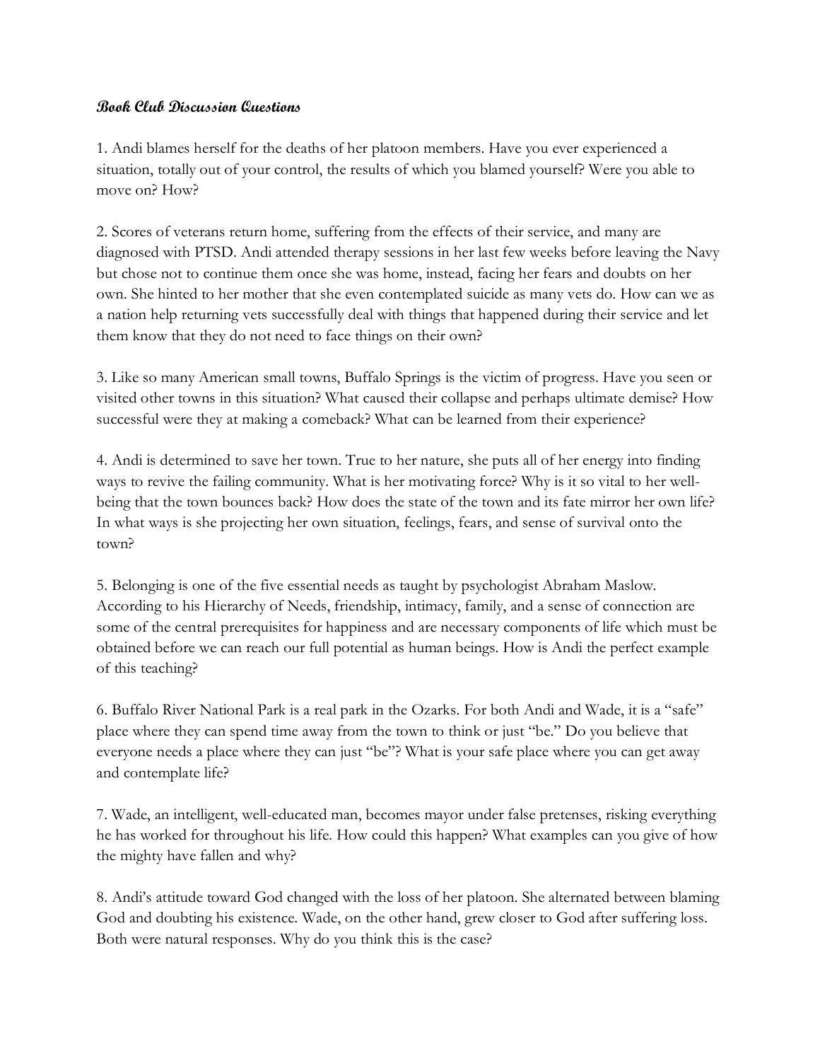**Book Club Discussion Questions**

1. Andi blames herself for the deaths of her platoon members. Have you ever experienced a situation, totally out of your control, the results of which you blamed yourself? Were you able to move on? How?

2. Scores of veterans return home, suffering from the effects of their service, and many are diagnosed with PTSD. Andi attended therapy sessions in her last few weeks before leaving the Navy but chose not to continue them once she was home, instead, facing her fears and doubts on her own. She hinted to her mother that she even contemplated suicide as many vets do. How can we as a nation help returning vets successfully deal with things that happened during their service and let them know that they do not need to face things on their own?

3. Like so many American small towns, Buffalo Springs is the victim of progress. Have you seen or visited other towns in this situation? What caused their collapse and perhaps ultimate demise? How successful were they at making a comeback? What can be learned from their experience?

4. Andi is determined to save her town. True to her nature, she puts all of her energy into finding ways to revive the failing community. What is her motivating force? Why is it so vital to her well-being that the town bounces back? How does the state of the town and its fate mirror her own life? In what ways is she projecting her own situation, feelings, fears, and sense of survival onto the town?

5. Belonging is one of the five essential needs as taught by psychologist Abraham Maslow. According to his Hierarchy of Needs, friendship, intimacy, family, and a sense of connection are some of the central prerequisites for happiness and are necessary components of life which must be obtained before we can reach our full potential as human beings. How is Andi the perfect example of this teaching?

6. Buffalo River National Park is a real park in the Ozarks. For both Andi and Wade, it is a "safe" place where they can spend time away from the town to think or just "be." Do you believe that everyone needs a place where they can just "be"? What is your safe place where you can get away and contemplate life?

7. Wade, an intelligent, well-educated man, becomes mayor under false pretenses, risking everything he has worked for throughout his life. How could this happen? What examples can you give of how the mighty have fallen and why?

8. Andi's attitude toward God changed with the loss of her platoon. She alternated between blaming God and doubting his existence. Wade, on the other hand, grew closer to God after suffering loss. Both were natural responses. Why do you think this is the case?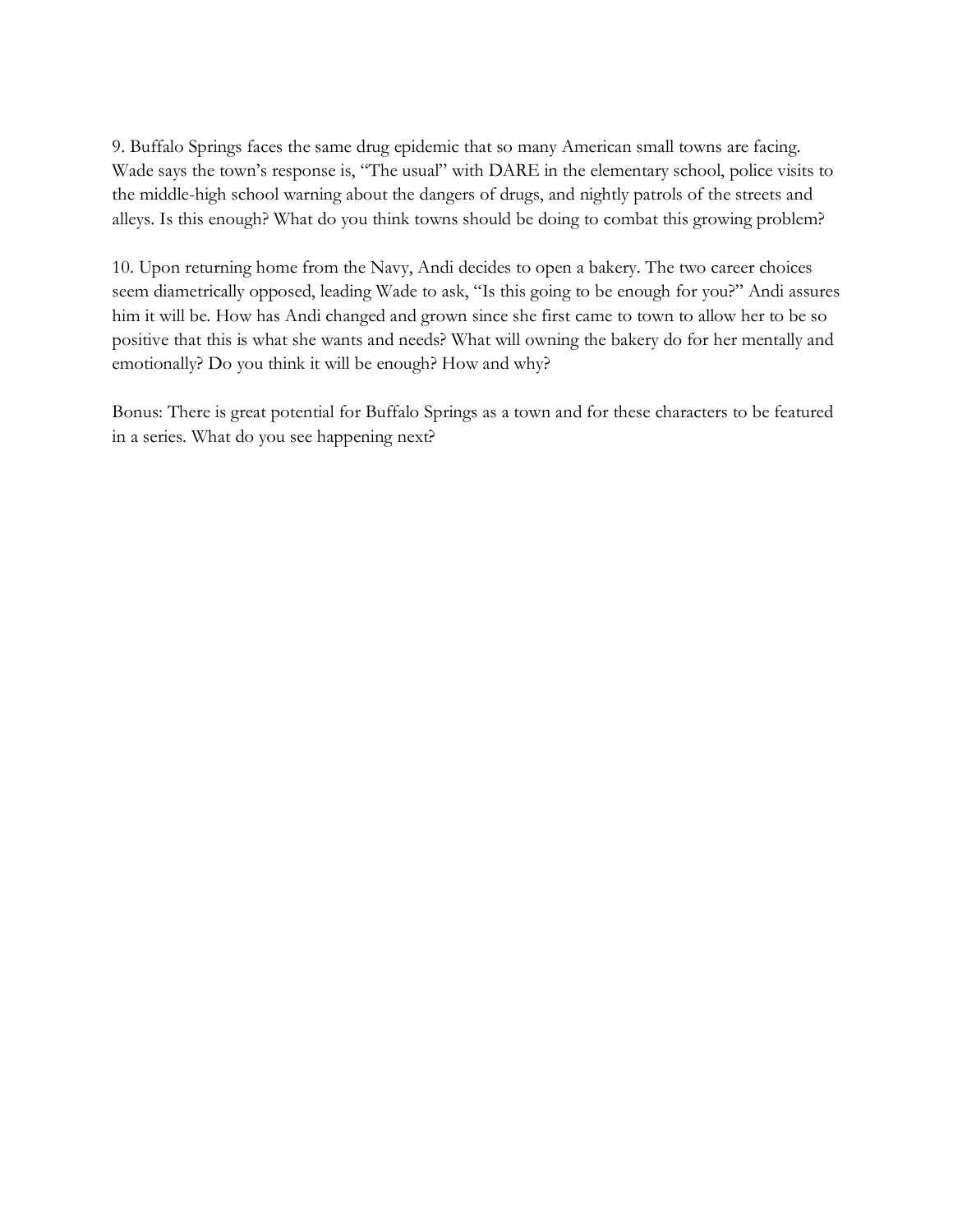9. Buffalo Springs faces the same drug epidemic that so many American small towns are facing. Wade says the town's response is, "The usual" with DARE in the elementary school, police visits to the middle-high school warning about the dangers of drugs, and nightly patrols of the streets and alleys. Is this enough? What do you think towns should be doing to combat this growing problem?

10. Upon returning home from the Navy, Andi decides to open a bakery. The two career choices seem diametrically opposed, leading Wade to ask, "Is this going to be enough for you?" Andi assures him it will be. How has Andi changed and grown since she first came to town to allow her to be so positive that this is what she wants and needs? What will owning the bakery do for her mentally and emotionally? Do you think it will be enough? How and why?

Bonus: There is great potential for Buffalo Springs as a town and for these characters to be featured in a series. What do you see happening next?